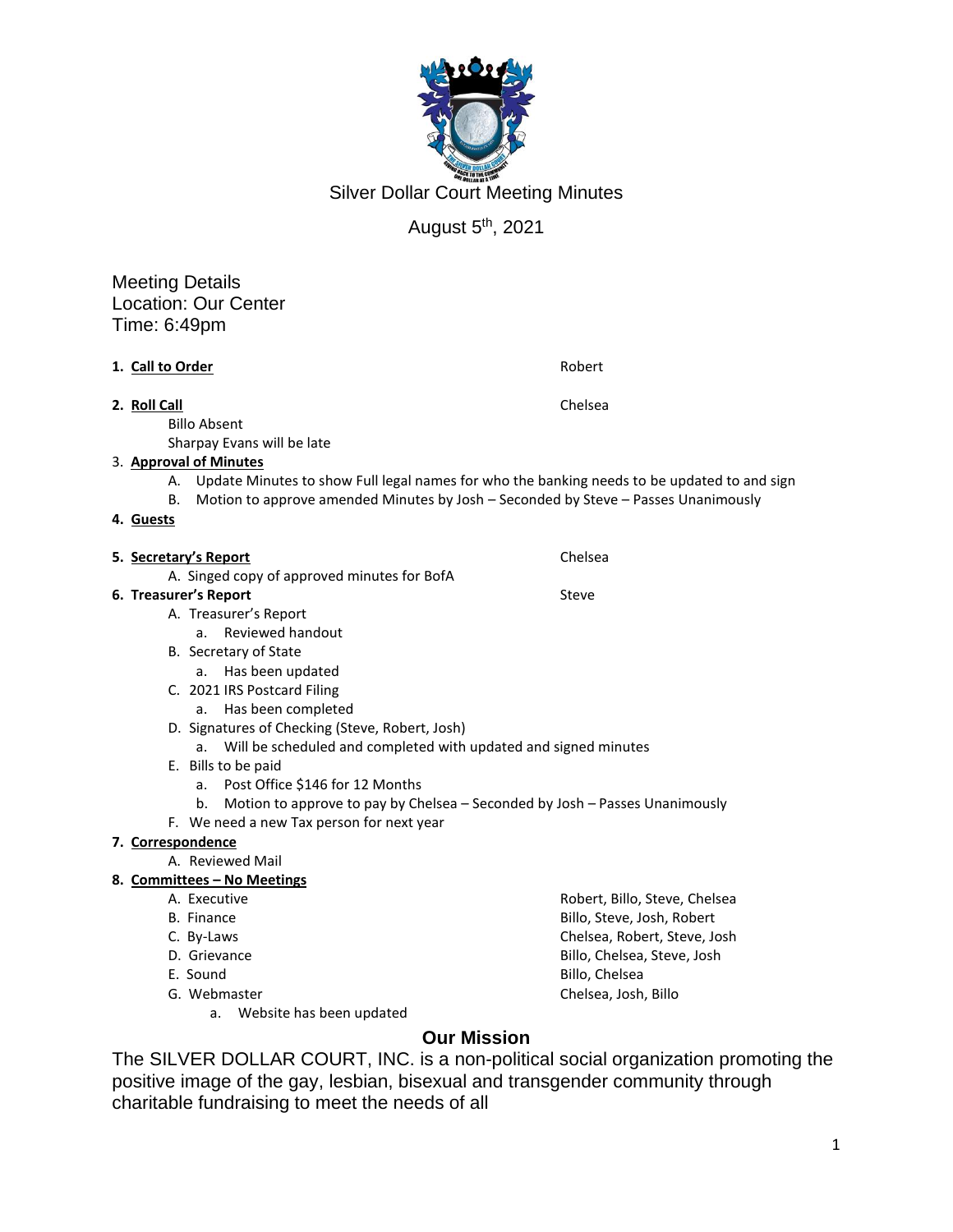# Silver Dollar Court Meeting Minutes

August 5th, 2021

Meeting Details
Location: Our Center
Time: 6:49pm

1. **Call to Order** — Robert

2. **Roll Call** — Chelsea
   - Billo Absent
   - Sharpay Evans will be late

3. **Approval of Minutes**
   - A. Update Minutes to show Full legal names for who the banking needs to be updated to and sign
   - B. Motion to approve amended Minutes by Josh – Seconded by Steve – Passes Unanimously

4. **Guests**

5. **Secretary's Report** — Chelsea
   - A. Singed copy of approved minutes for BofA

6. **Treasurer's Report** — Steve
   - A. Treasurer's Report
     - a. Reviewed handout
   - B. Secretary of State
     - a. Has been updated
   - C. 2021 IRS Postcard Filing
     - a. Has been completed
   - D. Signatures of Checking (Steve, Robert, Josh)
     - a. Will be scheduled and completed with updated and signed minutes
   - E. Bills to be paid
     - a. Post Office $146 for 12 Months
     - b. Motion to approve to pay by Chelsea – Seconded by Josh – Passes Unanimously
   - F. We need a new Tax person for next year

7. **Correspondence**
   - A. Reviewed Mail

8. **Committees – No Meetings**
   - A. Executive — Robert, Billo, Steve, Chelsea
   - B. Finance — Billo, Steve, Josh, Robert
   - C. By-Laws — Chelsea, Robert, Steve, Josh
   - D. Grievance — Billo, Chelsea, Steve, Josh
   - E. Sound — Billo, Chelsea
   - G. Webmaster — Chelsea, Josh, Billo
     - a. Website has been updated

## Our Mission

The SILVER DOLLAR COURT, INC. is a non-political social organization promoting the positive image of the gay, lesbian, bisexual and transgender community through charitable fundraising to meet the needs of all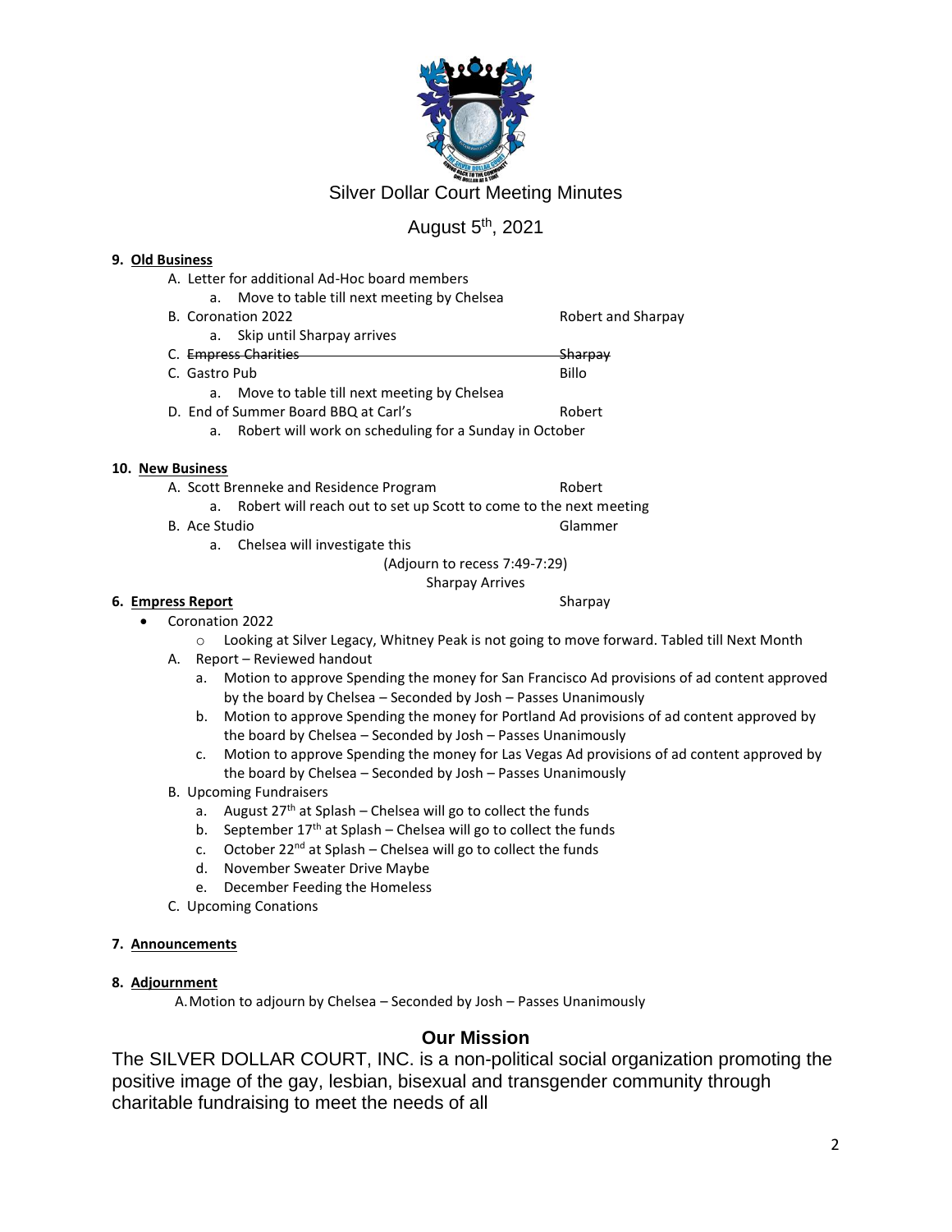Silver Dollar Court Meeting Minutes

August 5th, 2021

**9. Old Business**

- A. Letter for additional Ad-Hoc board members
  - a. Move to table till next meeting by Chelsea
- B. Coronation 2022 — Robert and Sharpay
  - a. Skip until Sharpay arrives
- C. ~~Empress Charities~~ — ~~Sharpay~~
- C. Gastro Pub — Billo
  - a. Move to table till next meeting by Chelsea
- D. End of Summer Board BBQ at Carl's — Robert
  - a. Robert will work on scheduling for a Sunday in October

**10. New Business**

- A. Scott Brenneke and Residence Program — Robert
  - a. Robert will reach out to set up Scott to come to the next meeting
- B. Ace Studio — Glammer
  - a. Chelsea will investigate this

(Adjourn to recess 7:49-7:29)

Sharpay Arrives

**6. Empress Report** — Sharpay

- Coronation 2022
  - Looking at Silver Legacy, Whitney Peak is not going to move forward. Tabled till Next Month
- A. Report – Reviewed handout
  - a. Motion to approve Spending the money for San Francisco Ad provisions of ad content approved by the board by Chelsea – Seconded by Josh – Passes Unanimously
  - b. Motion to approve Spending the money for Portland Ad provisions of ad content approved by the board by Chelsea – Seconded by Josh – Passes Unanimously
  - c. Motion to approve Spending the money for Las Vegas Ad provisions of ad content approved by the board by Chelsea – Seconded by Josh – Passes Unanimously
- B. Upcoming Fundraisers
  - a. August 27th at Splash – Chelsea will go to collect the funds
  - b. September 17th at Splash – Chelsea will go to collect the funds
  - c. October 22nd at Splash – Chelsea will go to collect the funds
  - d. November Sweater Drive Maybe
  - e. December Feeding the Homeless
- C. Upcoming Conations

**7. Announcements**

**8. Adjournment**

A. Motion to adjourn by Chelsea – Seconded by Josh – Passes Unanimously

## Our Mission

The SILVER DOLLAR COURT, INC. is a non-political social organization promoting the positive image of the gay, lesbian, bisexual and transgender community through charitable fundraising to meet the needs of all